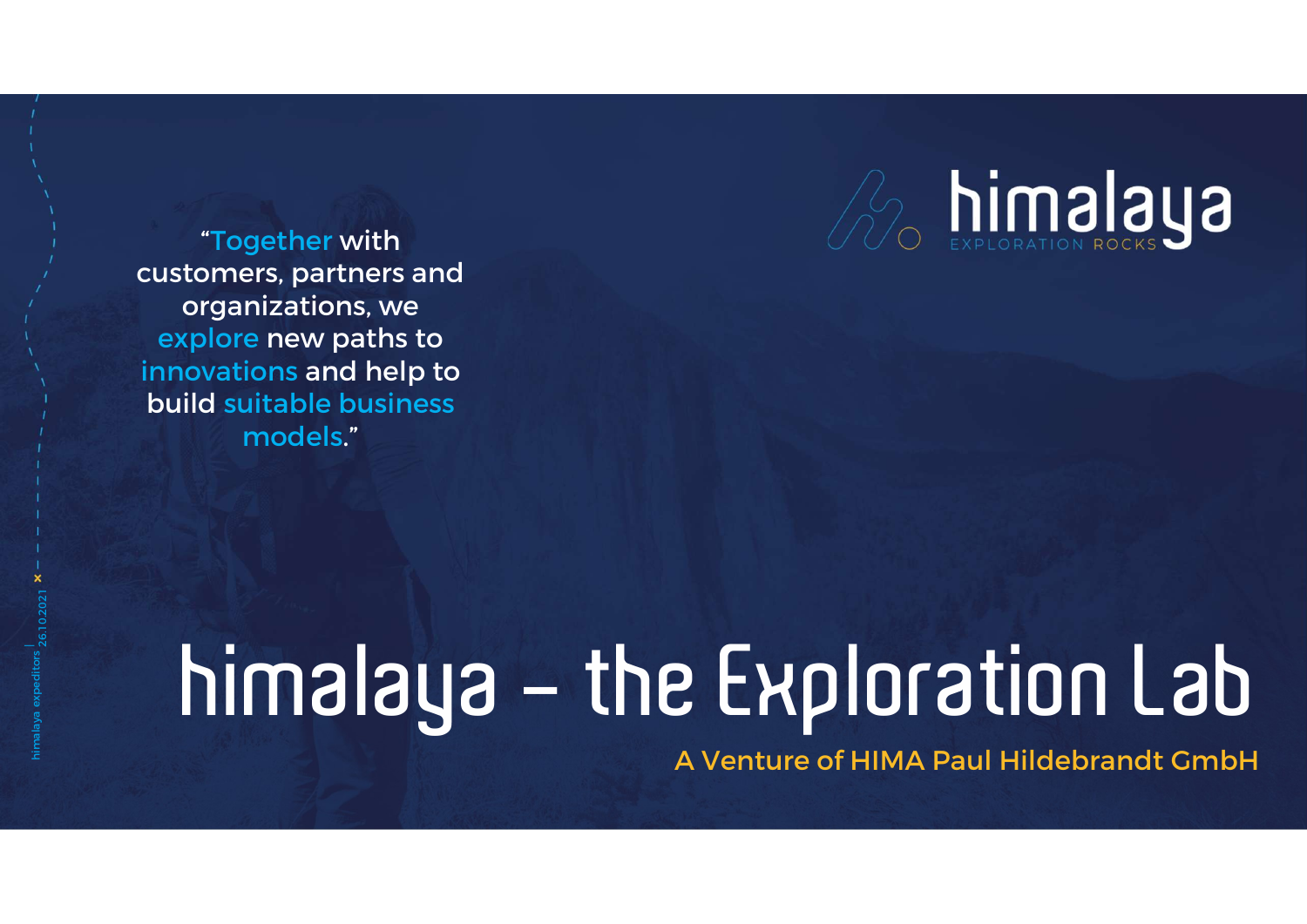himalaya

EXPLORATION ROCKS

"Together with customers, partners and organizations, we explore new paths to innovations and help to build suitable business models."

# himalaya – the Exploration Lab

A Venture of HIMA Paul Hildebrandt GmbH

himalaya expeditors | 26.10.2021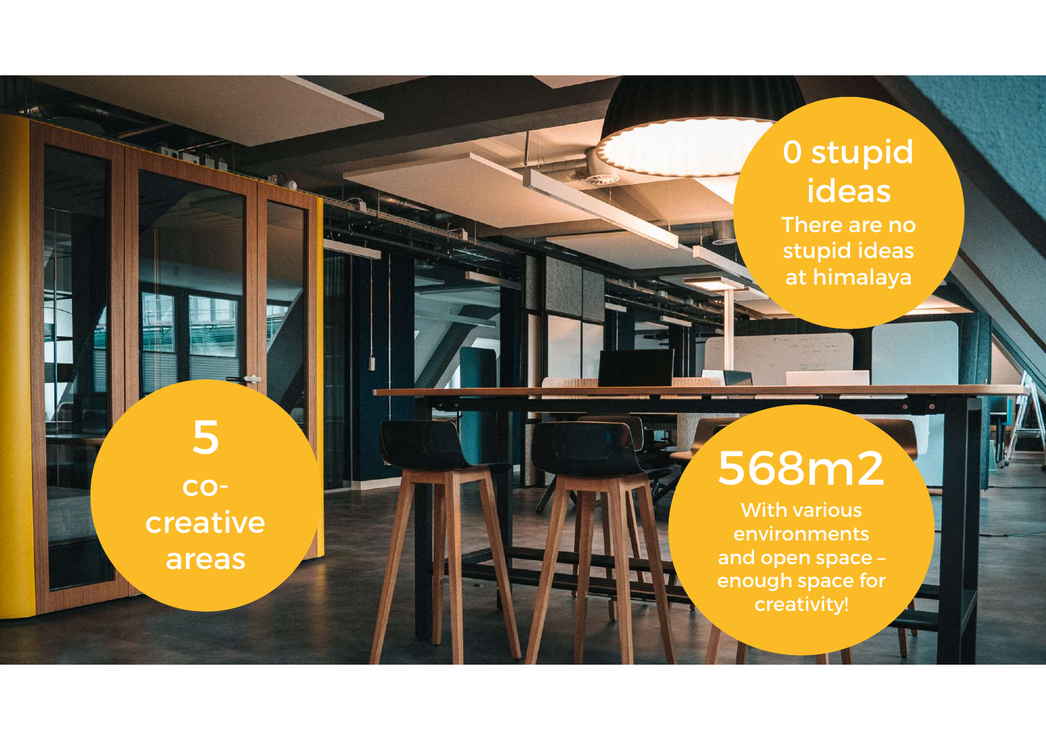0 stupid ideas

There are no stupid ideas at himalaya

5 co-creative areas

568m2

With various environments and open space – enough space for creativity!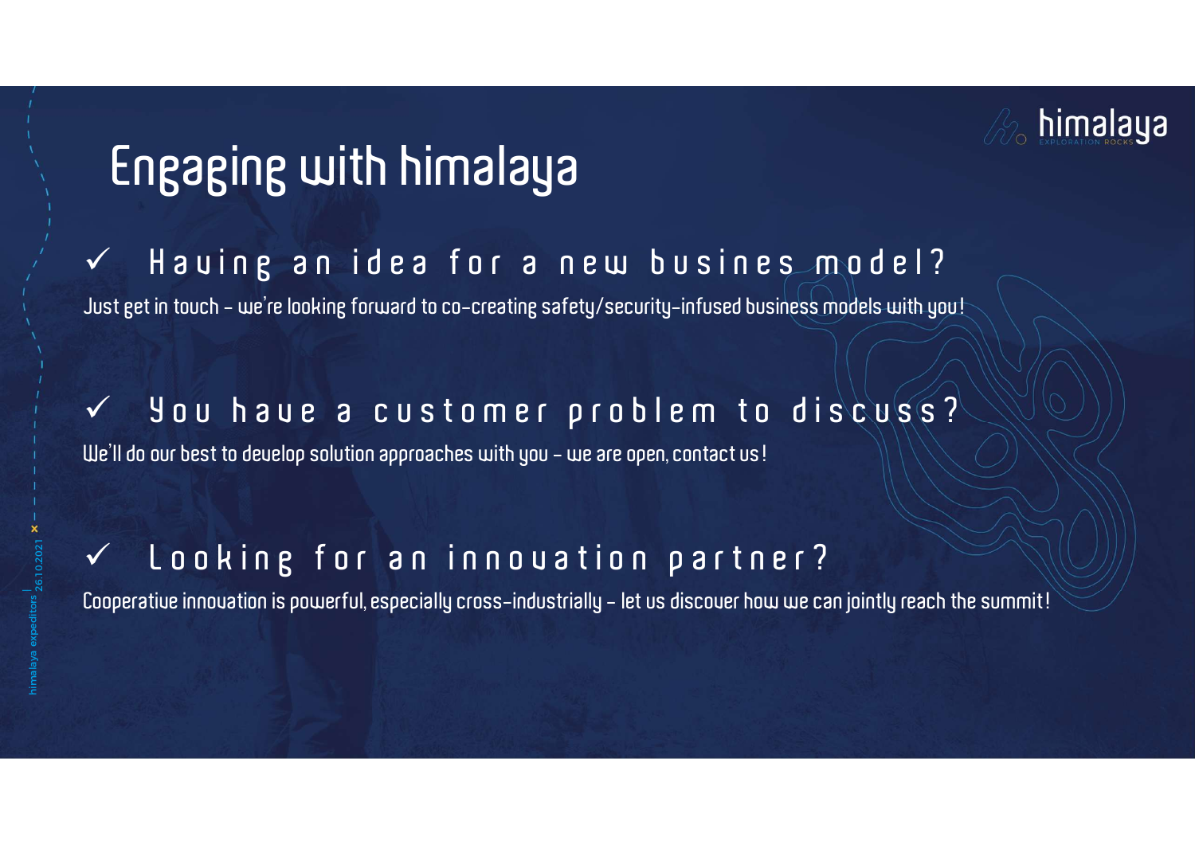# Engaging with himalaya

## ✓ Having an idea for a new busines model?

Just get in touch – we're looking forward to co-creating safety/security-infused business models with you!

## ✓ You have a customer problem to discuss?

We'll do our best to develop solution approaches with you – we are open, contact us!

## ✓ Looking for an innovation partner?

Cooperative innovation is powerful, especially cross-industrially – let us discover how we can jointly reach the summit!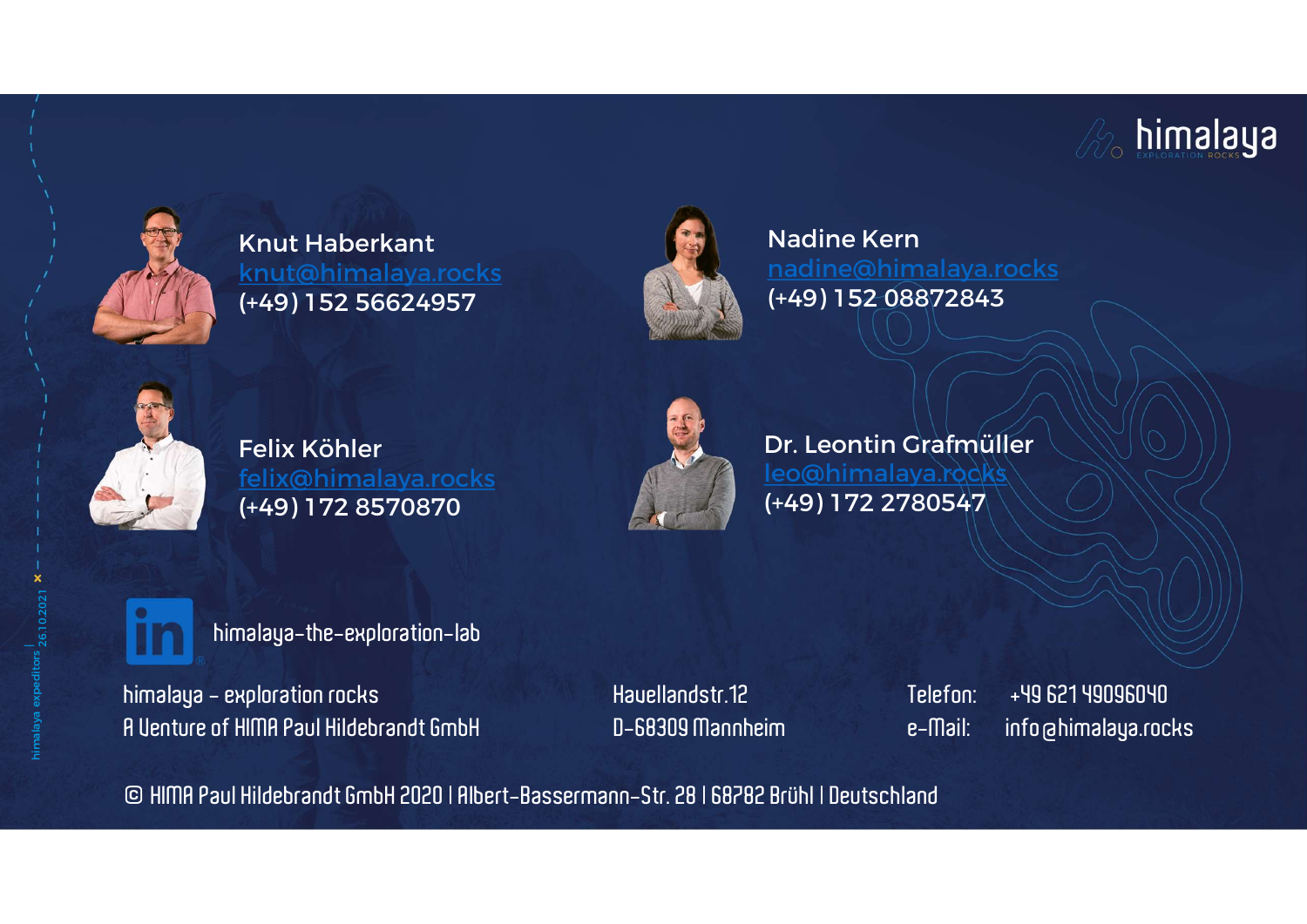himalaya
EXPLORATION ROCKS

**Knut Haberkant**
knut@himalaya.rocks
(+49) 152 56624957

**Nadine Kern**
nadine@himalaya.rocks
(+49) 152 08872843

**Felix Köhler**
felix@himalaya.rocks
(+49) 172 8570870

**Dr. Leontin Grafmüller**
leo@himalaya.rocks
(+49) 172 2780547

himalaya-the-exploration-lab

himalaya – exploration rocks
A Venture of HIMA Paul Hildebrandt GmbH

Havellandstr.12
D-68309 Mannheim

Telefon: +49 621 49096040
e-Mail: info@himalaya.rocks

© HIMA Paul Hildebrandt GmbH 2020 | Albert-Bassermann-Str. 28 | 68782 Brühl | Deutschland